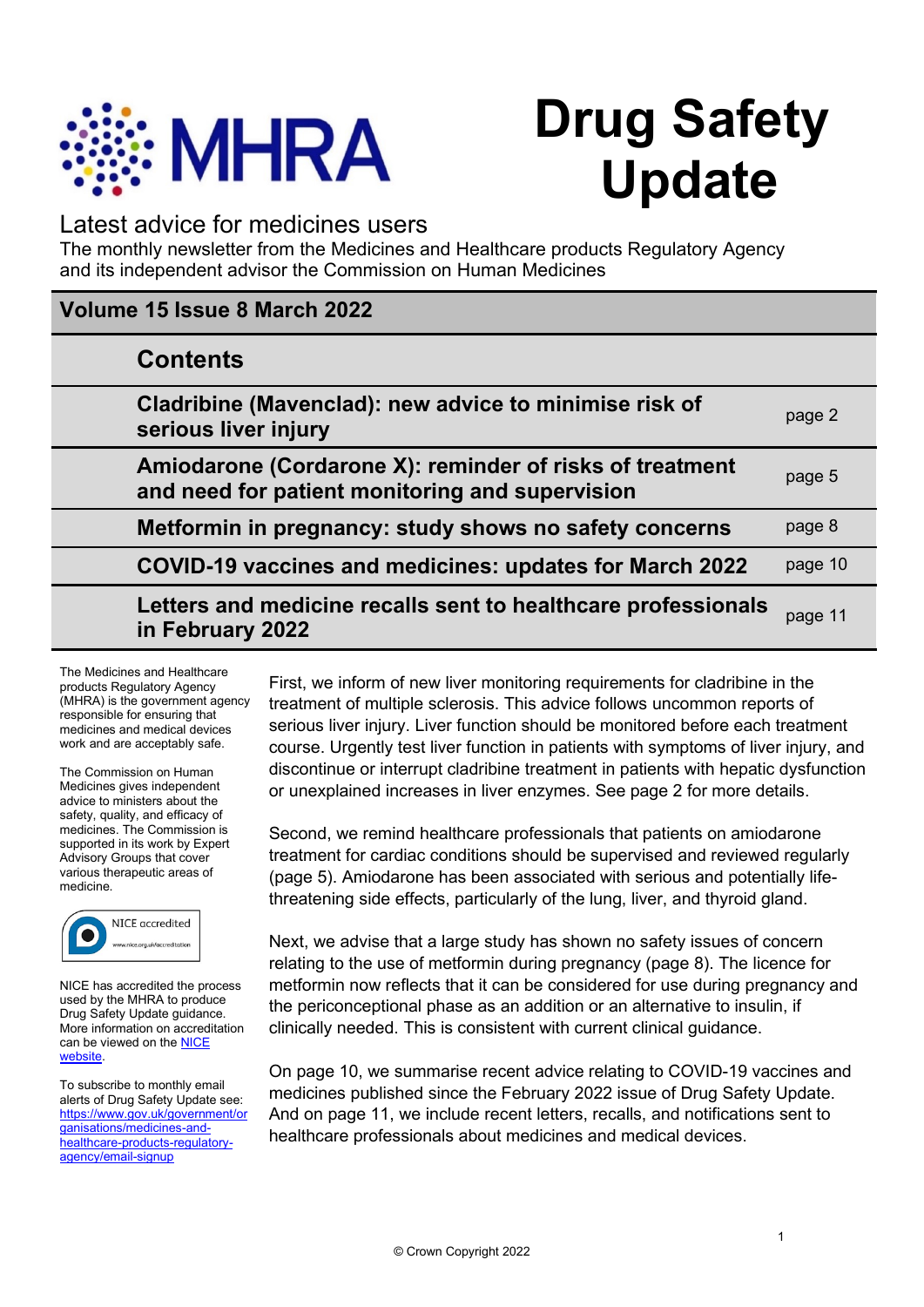MHRA

# Drug Safety Update

## Latest advice for medicines users

The monthly newsletter from the Medicines and Healthcare products Regulatory Agency and its independent advisor the Commission on Human Medicines

**Volume 15 Issue 8 March 2022**

| Contents | |
|---|---|
| **Cladribine (Mavenclad): new advice to minimise risk of serious liver injury** | page 2 |
| **Amiodarone (Cordarone X): reminder of risks of treatment and need for patient monitoring and supervision** | page 5 |
| **Metformin in pregnancy: study shows no safety concerns** | page 8 |
| **COVID-19 vaccines and medicines: updates for March 2022** | page 10 |
| **Letters and medicine recalls sent to healthcare professionals in February 2022** | page 11 |

The Medicines and Healthcare products Regulatory Agency (MHRA) is the government agency responsible for ensuring that medicines and medical devices work and are acceptably safe.

The Commission on Human Medicines gives independent advice to ministers about the safety, quality, and efficacy of medicines. The Commission is supported in its work by Expert Advisory Groups that cover various therapeutic areas of medicine.

NICE accredited www.nice.org.uk/accreditation

NICE has accredited the process used by the MHRA to produce Drug Safety Update guidance. More information on accreditation can be viewed on the [NICE website](https://www.nice.org.uk/accreditation).

To subscribe to monthly email alerts of Drug Safety Update see: https://www.gov.uk/government/organisations/medicines-and-healthcare-products-regulatory-agency/email-signup

First, we inform of new liver monitoring requirements for cladribine in the treatment of multiple sclerosis. This advice follows uncommon reports of serious liver injury. Liver function should be monitored before each treatment course. Urgently test liver function in patients with symptoms of liver injury, and discontinue or interrupt cladribine treatment in patients with hepatic dysfunction or unexplained increases in liver enzymes. See page 2 for more details.

Second, we remind healthcare professionals that patients on amiodarone treatment for cardiac conditions should be supervised and reviewed regularly (page 5). Amiodarone has been associated with serious and potentially life-threatening side effects, particularly of the lung, liver, and thyroid gland.

Next, we advise that a large study has shown no safety issues of concern relating to the use of metformin during pregnancy (page 8). The licence for metformin now reflects that it can be considered for use during pregnancy and the periconceptional phase as an addition or an alternative to insulin, if clinically needed. This is consistent with current clinical guidance.

On page 10, we summarise recent advice relating to COVID-19 vaccines and medicines published since the February 2022 issue of Drug Safety Update. And on page 11, we include recent letters, recalls, and notifications sent to healthcare professionals about medicines and medical devices.

© Crown Copyright 2022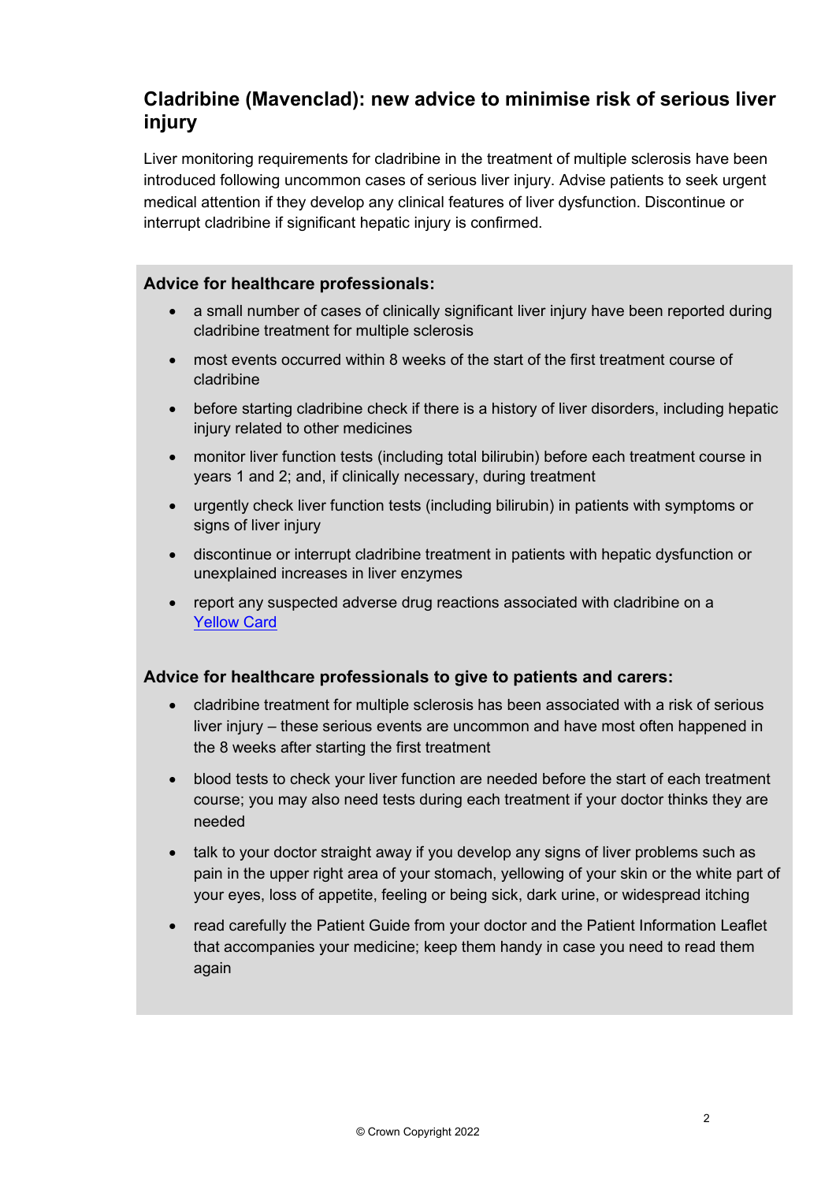## Cladribine (Mavenclad): new advice to minimise risk of serious liver injury

Liver monitoring requirements for cladribine in the treatment of multiple sclerosis have been introduced following uncommon cases of serious liver injury. Advise patients to seek urgent medical attention if they develop any clinical features of liver dysfunction. Discontinue or interrupt cladribine if significant hepatic injury is confirmed.

### Advice for healthcare professionals:

- a small number of cases of clinically significant liver injury have been reported during cladribine treatment for multiple sclerosis
- most events occurred within 8 weeks of the start of the first treatment course of cladribine
- before starting cladribine check if there is a history of liver disorders, including hepatic injury related to other medicines
- monitor liver function tests (including total bilirubin) before each treatment course in years 1 and 2; and, if clinically necessary, during treatment
- urgently check liver function tests (including bilirubin) in patients with symptoms or signs of liver injury
- discontinue or interrupt cladribine treatment in patients with hepatic dysfunction or unexplained increases in liver enzymes
- report any suspected adverse drug reactions associated with cladribine on a Yellow Card

### Advice for healthcare professionals to give to patients and carers:

- cladribine treatment for multiple sclerosis has been associated with a risk of serious liver injury – these serious events are uncommon and have most often happened in the 8 weeks after starting the first treatment
- blood tests to check your liver function are needed before the start of each treatment course; you may also need tests during each treatment if your doctor thinks they are needed
- talk to your doctor straight away if you develop any signs of liver problems such as pain in the upper right area of your stomach, yellowing of your skin or the white part of your eyes, loss of appetite, feeling or being sick, dark urine, or widespread itching
- read carefully the Patient Guide from your doctor and the Patient Information Leaflet that accompanies your medicine; keep them handy in case you need to read them again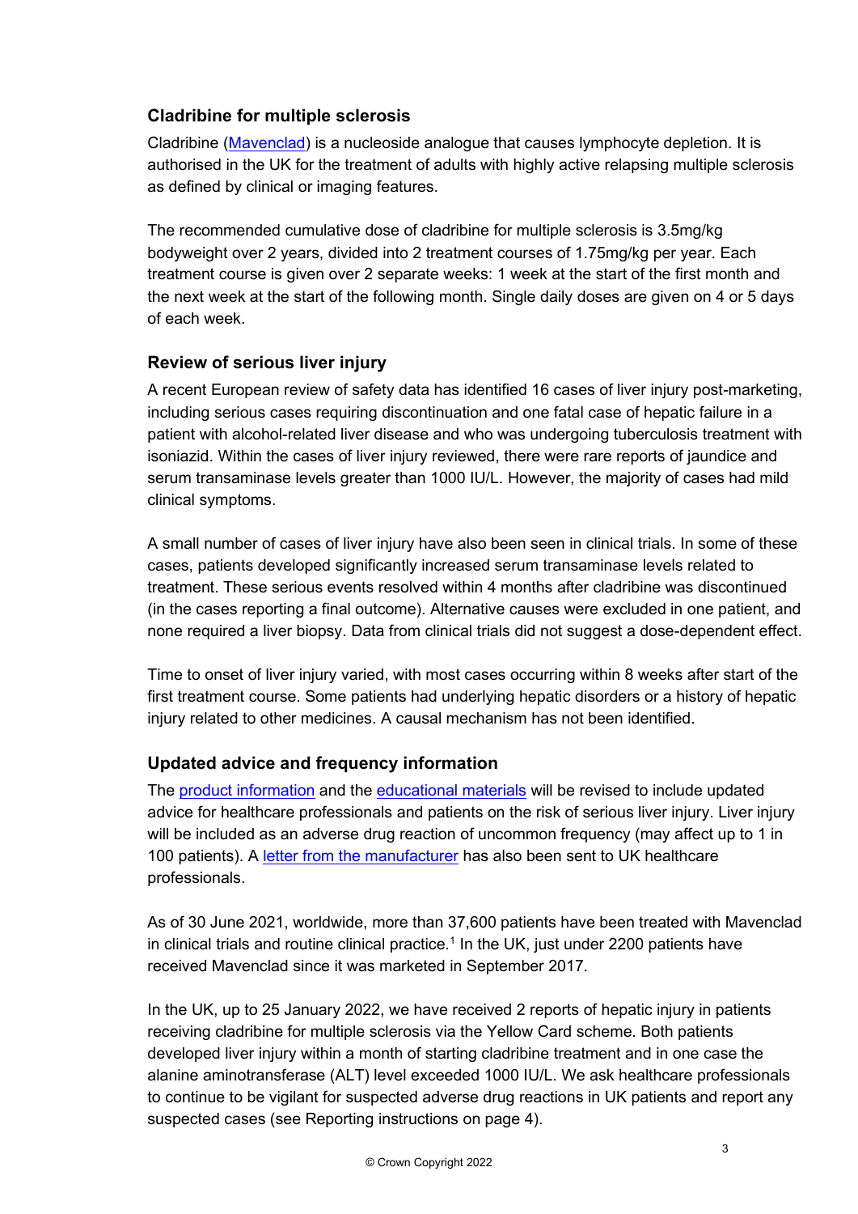## Cladribine for multiple sclerosis

Cladribine (Mavenclad) is a nucleoside analogue that causes lymphocyte depletion. It is authorised in the UK for the treatment of adults with highly active relapsing multiple sclerosis as defined by clinical or imaging features.

The recommended cumulative dose of cladribine for multiple sclerosis is 3.5mg/kg bodyweight over 2 years, divided into 2 treatment courses of 1.75mg/kg per year. Each treatment course is given over 2 separate weeks: 1 week at the start of the first month and the next week at the start of the following month. Single daily doses are given on 4 or 5 days of each week.

## Review of serious liver injury

A recent European review of safety data has identified 16 cases of liver injury post-marketing, including serious cases requiring discontinuation and one fatal case of hepatic failure in a patient with alcohol-related liver disease and who was undergoing tuberculosis treatment with isoniazid. Within the cases of liver injury reviewed, there were rare reports of jaundice and serum transaminase levels greater than 1000 IU/L. However, the majority of cases had mild clinical symptoms.

A small number of cases of liver injury have also been seen in clinical trials. In some of these cases, patients developed significantly increased serum transaminase levels related to treatment. These serious events resolved within 4 months after cladribine was discontinued (in the cases reporting a final outcome). Alternative causes were excluded in one patient, and none required a liver biopsy. Data from clinical trials did not suggest a dose-dependent effect.

Time to onset of liver injury varied, with most cases occurring within 8 weeks after start of the first treatment course. Some patients had underlying hepatic disorders or a history of hepatic injury related to other medicines. A causal mechanism has not been identified.

## Updated advice and frequency information

The product information and the educational materials will be revised to include updated advice for healthcare professionals and patients on the risk of serious liver injury. Liver injury will be included as an adverse drug reaction of uncommon frequency (may affect up to 1 in 100 patients). A letter from the manufacturer has also been sent to UK healthcare professionals.

As of 30 June 2021, worldwide, more than 37,600 patients have been treated with Mavenclad in clinical trials and routine clinical practice.[1] In the UK, just under 2200 patients have received Mavenclad since it was marketed in September 2017.

In the UK, up to 25 January 2022, we have received 2 reports of hepatic injury in patients receiving cladribine for multiple sclerosis via the Yellow Card scheme. Both patients developed liver injury within a month of starting cladribine treatment and in one case the alanine aminotransferase (ALT) level exceeded 1000 IU/L. We ask healthcare professionals to continue to be vigilant for suspected adverse drug reactions in UK patients and report any suspected cases (see Reporting instructions on page 4).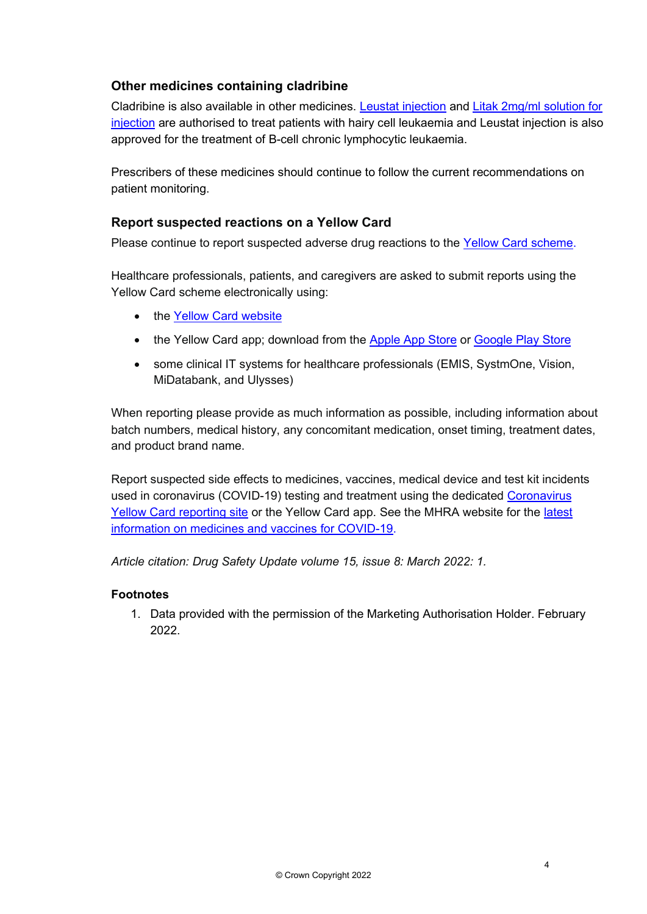### Other medicines containing cladribine

Cladribine is also available in other medicines. Leustat injection and Litak 2mg/ml solution for injection are authorised to treat patients with hairy cell leukaemia and Leustat injection is also approved for the treatment of B-cell chronic lymphocytic leukaemia.

Prescribers of these medicines should continue to follow the current recommendations on patient monitoring.

### Report suspected reactions on a Yellow Card

Please continue to report suspected adverse drug reactions to the Yellow Card scheme.

Healthcare professionals, patients, and caregivers are asked to submit reports using the Yellow Card scheme electronically using:

- the Yellow Card website
- the Yellow Card app; download from the Apple App Store or Google Play Store
- some clinical IT systems for healthcare professionals (EMIS, SystmOne, Vision, MiDatabank, and Ulysses)

When reporting please provide as much information as possible, including information about batch numbers, medical history, any concomitant medication, onset timing, treatment dates, and product brand name.

Report suspected side effects to medicines, vaccines, medical device and test kit incidents used in coronavirus (COVID-19) testing and treatment using the dedicated Coronavirus Yellow Card reporting site or the Yellow Card app. See the MHRA website for the latest information on medicines and vaccines for COVID-19.

*Article citation: Drug Safety Update volume 15, issue 8: March 2022: 1.*

#### Footnotes

1. Data provided with the permission of the Marketing Authorisation Holder. February 2022.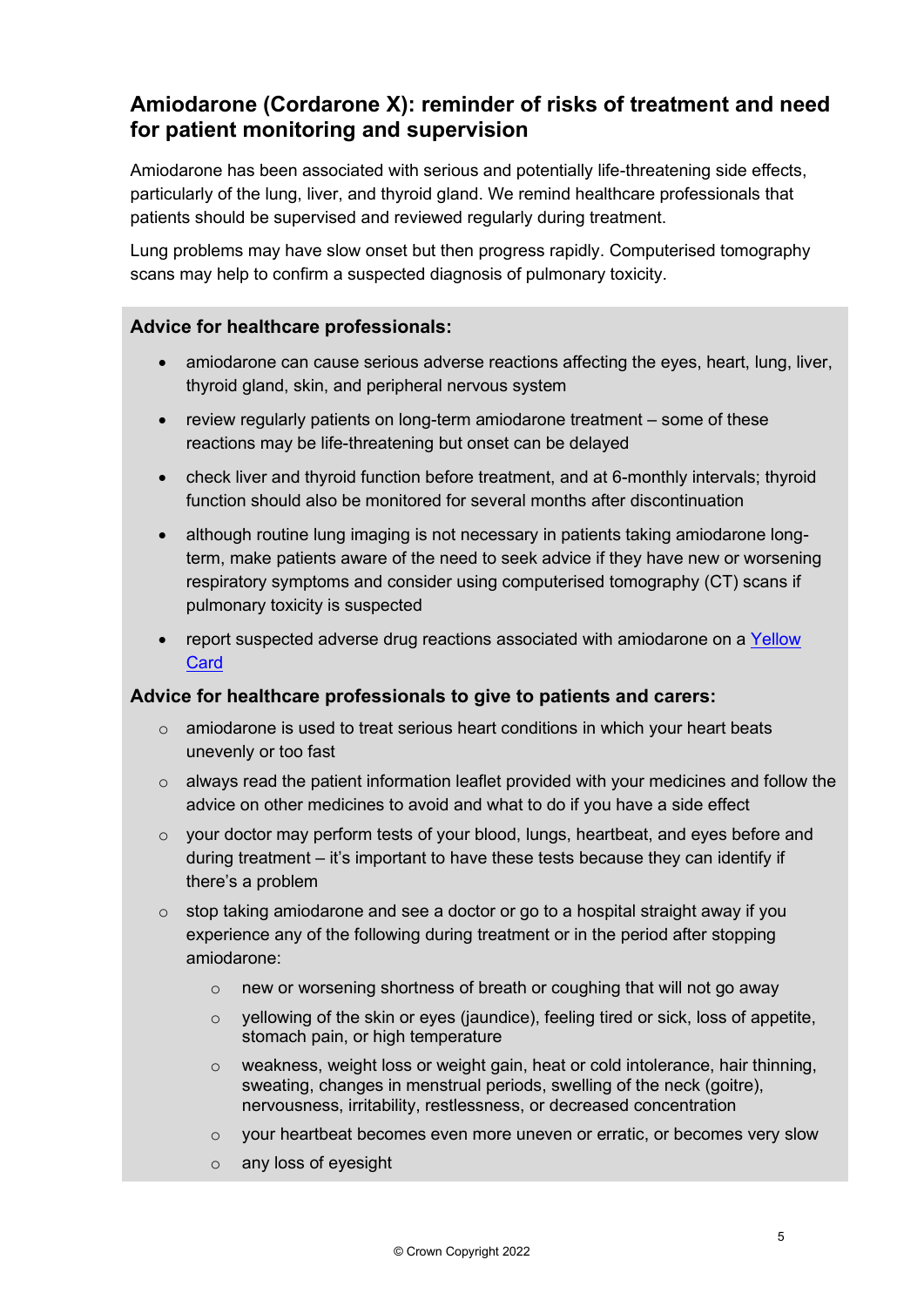## Amiodarone (Cordarone X): reminder of risks of treatment and need for patient monitoring and supervision

Amiodarone has been associated with serious and potentially life-threatening side effects, particularly of the lung, liver, and thyroid gland. We remind healthcare professionals that patients should be supervised and reviewed regularly during treatment.

Lung problems may have slow onset but then progress rapidly. Computerised tomography scans may help to confirm a suspected diagnosis of pulmonary toxicity.

### Advice for healthcare professionals:

- amiodarone can cause serious adverse reactions affecting the eyes, heart, lung, liver, thyroid gland, skin, and peripheral nervous system
- review regularly patients on long-term amiodarone treatment – some of these reactions may be life-threatening but onset can be delayed
- check liver and thyroid function before treatment, and at 6-monthly intervals; thyroid function should also be monitored for several months after discontinuation
- although routine lung imaging is not necessary in patients taking amiodarone long-term, make patients aware of the need to seek advice if they have new or worsening respiratory symptoms and consider using computerised tomography (CT) scans if pulmonary toxicity is suspected
- report suspected adverse drug reactions associated with amiodarone on a Yellow Card

### Advice for healthcare professionals to give to patients and carers:

- amiodarone is used to treat serious heart conditions in which your heart beats unevenly or too fast
- always read the patient information leaflet provided with your medicines and follow the advice on other medicines to avoid and what to do if you have a side effect
- your doctor may perform tests of your blood, lungs, heartbeat, and eyes before and during treatment – it's important to have these tests because they can identify if there's a problem
- stop taking amiodarone and see a doctor or go to a hospital straight away if you experience any of the following during treatment or in the period after stopping amiodarone:
  - new or worsening shortness of breath or coughing that will not go away
  - yellowing of the skin or eyes (jaundice), feeling tired or sick, loss of appetite, stomach pain, or high temperature
  - weakness, weight loss or weight gain, heat or cold intolerance, hair thinning, sweating, changes in menstrual periods, swelling of the neck (goitre), nervousness, irritability, restlessness, or decreased concentration
  - your heartbeat becomes even more uneven or erratic, or becomes very slow
  - any loss of eyesight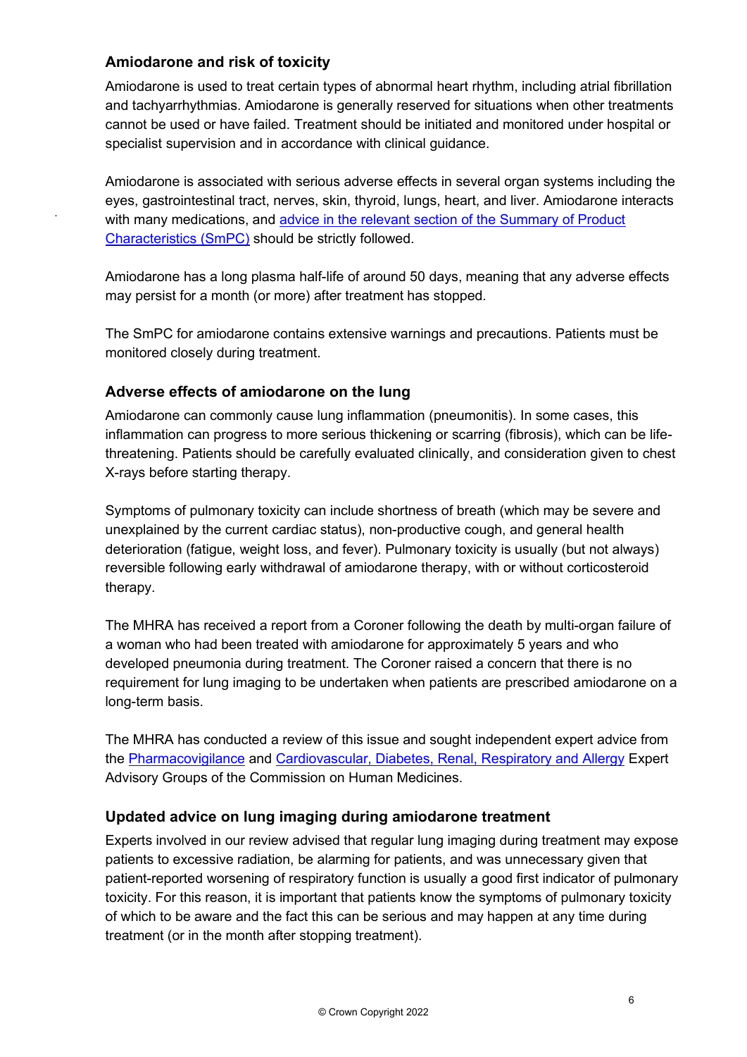### Amiodarone and risk of toxicity

Amiodarone is used to treat certain types of abnormal heart rhythm, including atrial fibrillation and tachyarrhythmias. Amiodarone is generally reserved for situations when other treatments cannot be used or have failed. Treatment should be initiated and monitored under hospital or specialist supervision and in accordance with clinical guidance.

Amiodarone is associated with serious adverse effects in several organ systems including the eyes, gastrointestinal tract, nerves, skin, thyroid, lungs, heart, and liver. Amiodarone interacts with many medications, and advice in the relevant section of the Summary of Product Characteristics (SmPC) should be strictly followed.

Amiodarone has a long plasma half-life of around 50 days, meaning that any adverse effects may persist for a month (or more) after treatment has stopped.

The SmPC for amiodarone contains extensive warnings and precautions. Patients must be monitored closely during treatment.

### Adverse effects of amiodarone on the lung

Amiodarone can commonly cause lung inflammation (pneumonitis). In some cases, this inflammation can progress to more serious thickening or scarring (fibrosis), which can be life-threatening. Patients should be carefully evaluated clinically, and consideration given to chest X-rays before starting therapy.

Symptoms of pulmonary toxicity can include shortness of breath (which may be severe and unexplained by the current cardiac status), non-productive cough, and general health deterioration (fatigue, weight loss, and fever). Pulmonary toxicity is usually (but not always) reversible following early withdrawal of amiodarone therapy, with or without corticosteroid therapy.

The MHRA has received a report from a Coroner following the death by multi-organ failure of a woman who had been treated with amiodarone for approximately 5 years and who developed pneumonia during treatment. The Coroner raised a concern that there is no requirement for lung imaging to be undertaken when patients are prescribed amiodarone on a long-term basis.

The MHRA has conducted a review of this issue and sought independent expert advice from the Pharmacovigilance and Cardiovascular, Diabetes, Renal, Respiratory and Allergy Expert Advisory Groups of the Commission on Human Medicines.

### Updated advice on lung imaging during amiodarone treatment

Experts involved in our review advised that regular lung imaging during treatment may expose patients to excessive radiation, be alarming for patients, and was unnecessary given that patient-reported worsening of respiratory function is usually a good first indicator of pulmonary toxicity. For this reason, it is important that patients know the symptoms of pulmonary toxicity of which to be aware and the fact this can be serious and may happen at any time during treatment (or in the month after stopping treatment).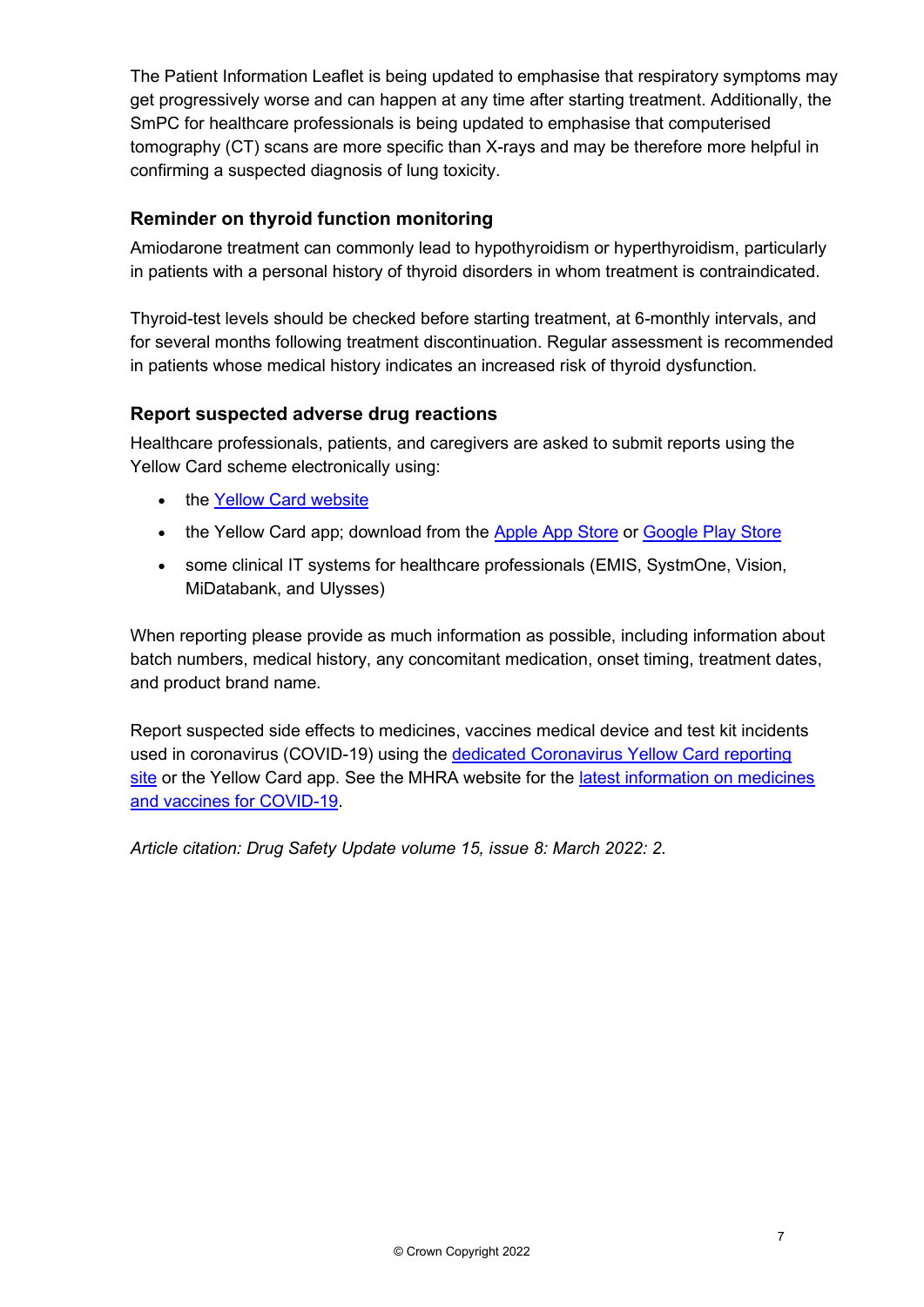The Patient Information Leaflet is being updated to emphasise that respiratory symptoms may get progressively worse and can happen at any time after starting treatment. Additionally, the SmPC for healthcare professionals is being updated to emphasise that computerised tomography (CT) scans are more specific than X-rays and may be therefore more helpful in confirming a suspected diagnosis of lung toxicity.

### Reminder on thyroid function monitoring

Amiodarone treatment can commonly lead to hypothyroidism or hyperthyroidism, particularly in patients with a personal history of thyroid disorders in whom treatment is contraindicated.

Thyroid-test levels should be checked before starting treatment, at 6-monthly intervals, and for several months following treatment discontinuation. Regular assessment is recommended in patients whose medical history indicates an increased risk of thyroid dysfunction.

### Report suspected adverse drug reactions

Healthcare professionals, patients, and caregivers are asked to submit reports using the Yellow Card scheme electronically using:

- the Yellow Card website
- the Yellow Card app; download from the Apple App Store or Google Play Store
- some clinical IT systems for healthcare professionals (EMIS, SystmOne, Vision, MiDatabank, and Ulysses)

When reporting please provide as much information as possible, including information about batch numbers, medical history, any concomitant medication, onset timing, treatment dates, and product brand name.

Report suspected side effects to medicines, vaccines medical device and test kit incidents used in coronavirus (COVID-19) using the dedicated Coronavirus Yellow Card reporting site or the Yellow Card app. See the MHRA website for the latest information on medicines and vaccines for COVID-19.

*Article citation: Drug Safety Update volume 15, issue 8: March 2022: 2.*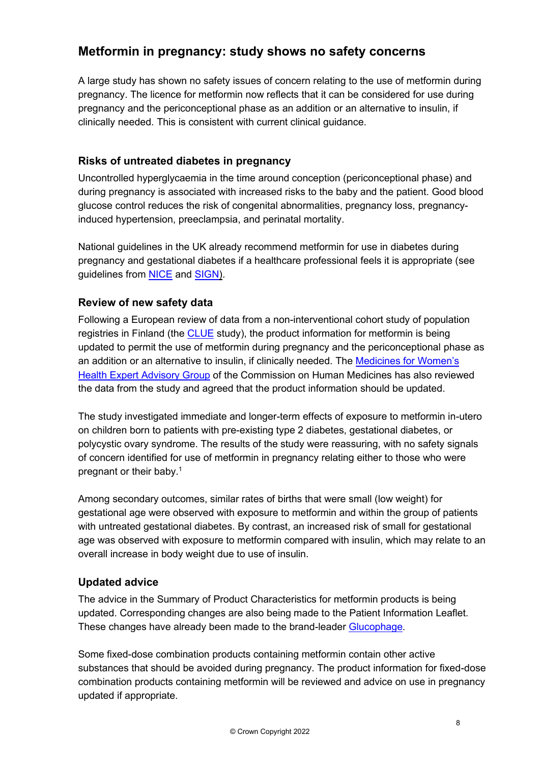## Metformin in pregnancy: study shows no safety concerns

A large study has shown no safety issues of concern relating to the use of metformin during pregnancy. The licence for metformin now reflects that it can be considered for use during pregnancy and the periconceptional phase as an addition or an alternative to insulin, if clinically needed. This is consistent with current clinical guidance.

### Risks of untreated diabetes in pregnancy

Uncontrolled hyperglycaemia in the time around conception (periconceptional phase) and during pregnancy is associated with increased risks to the baby and the patient. Good blood glucose control reduces the risk of congenital abnormalities, pregnancy loss, pregnancy-induced hypertension, preeclampsia, and perinatal mortality.

National guidelines in the UK already recommend metformin for use in diabetes during pregnancy and gestational diabetes if a healthcare professional feels it is appropriate (see guidelines from NICE and SIGN).

### Review of new safety data

Following a European review of data from a non-interventional cohort study of population registries in Finland (the CLUE study), the product information for metformin is being updated to permit the use of metformin during pregnancy and the periconceptional phase as an addition or an alternative to insulin, if clinically needed. The Medicines for Women's Health Expert Advisory Group of the Commission on Human Medicines has also reviewed the data from the study and agreed that the product information should be updated.

The study investigated immediate and longer-term effects of exposure to metformin in-utero on children born to patients with pre-existing type 2 diabetes, gestational diabetes, or polycystic ovary syndrome. The results of the study were reassuring, with no safety signals of concern identified for use of metformin in pregnancy relating either to those who were pregnant or their baby.[1]

Among secondary outcomes, similar rates of births that were small (low weight) for gestational age were observed with exposure to metformin and within the group of patients with untreated gestational diabetes. By contrast, an increased risk of small for gestational age was observed with exposure to metformin compared with insulin, which may relate to an overall increase in body weight due to use of insulin.

### Updated advice

The advice in the Summary of Product Characteristics for metformin products is being updated. Corresponding changes are also being made to the Patient Information Leaflet. These changes have already been made to the brand-leader Glucophage.

Some fixed-dose combination products containing metformin contain other active substances that should be avoided during pregnancy. The product information for fixed-dose combination products containing metformin will be reviewed and advice on use in pregnancy updated if appropriate.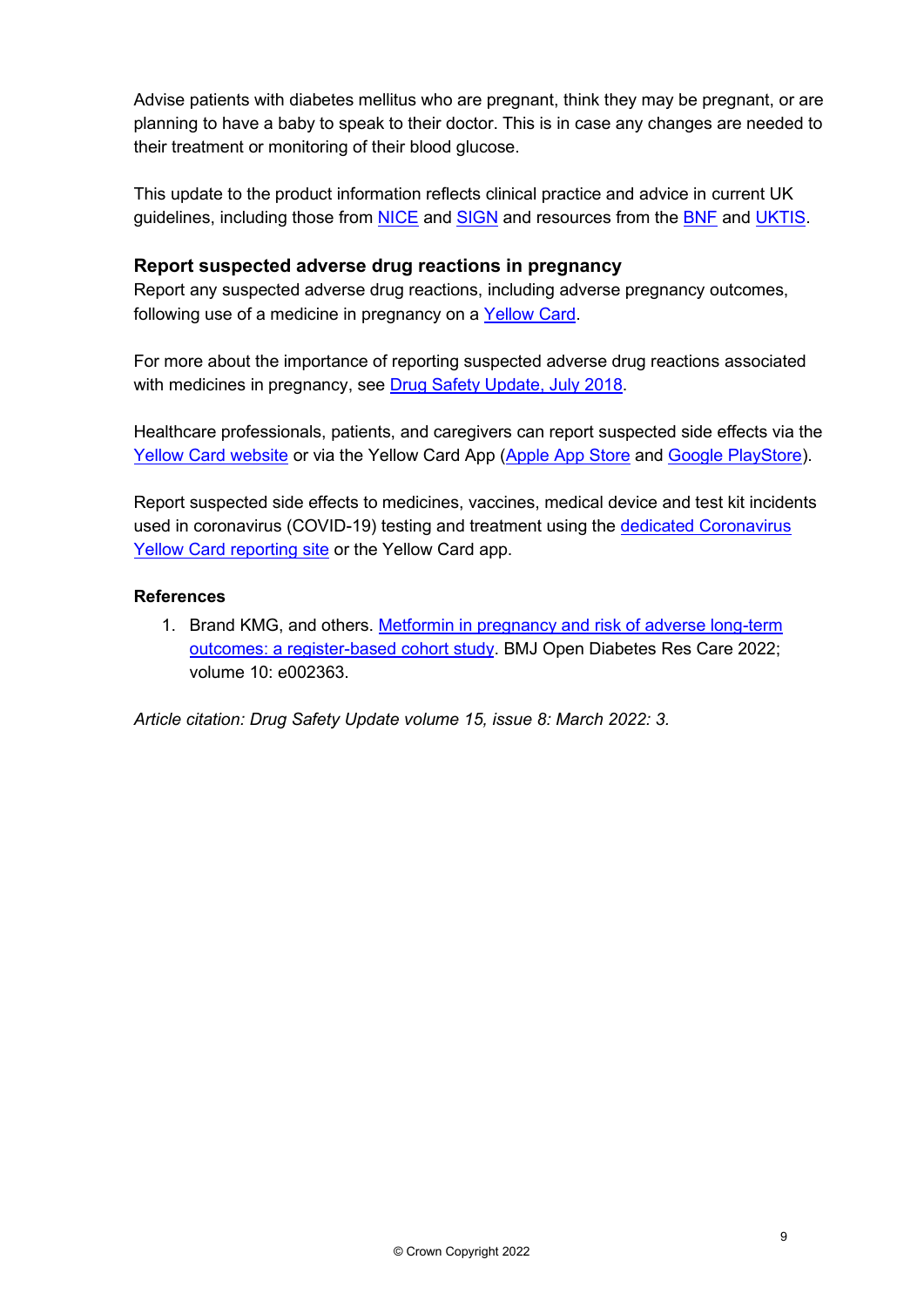Advise patients with diabetes mellitus who are pregnant, think they may be pregnant, or are planning to have a baby to speak to their doctor. This is in case any changes are needed to their treatment or monitoring of their blood glucose.

This update to the product information reflects clinical practice and advice in current UK guidelines, including those from NICE and SIGN and resources from the BNF and UKTIS.

### Report suspected adverse drug reactions in pregnancy

Report any suspected adverse drug reactions, including adverse pregnancy outcomes, following use of a medicine in pregnancy on a Yellow Card.

For more about the importance of reporting suspected adverse drug reactions associated with medicines in pregnancy, see Drug Safety Update, July 2018.

Healthcare professionals, patients, and caregivers can report suspected side effects via the Yellow Card website or via the Yellow Card App (Apple App Store and Google PlayStore).

Report suspected side effects to medicines, vaccines, medical device and test kit incidents used in coronavirus (COVID-19) testing and treatment using the dedicated Coronavirus Yellow Card reporting site or the Yellow Card app.

**References**

1. Brand KMG, and others. Metformin in pregnancy and risk of adverse long-term outcomes: a register-based cohort study. BMJ Open Diabetes Res Care 2022; volume 10: e002363.

*Article citation: Drug Safety Update volume 15, issue 8: March 2022: 3.*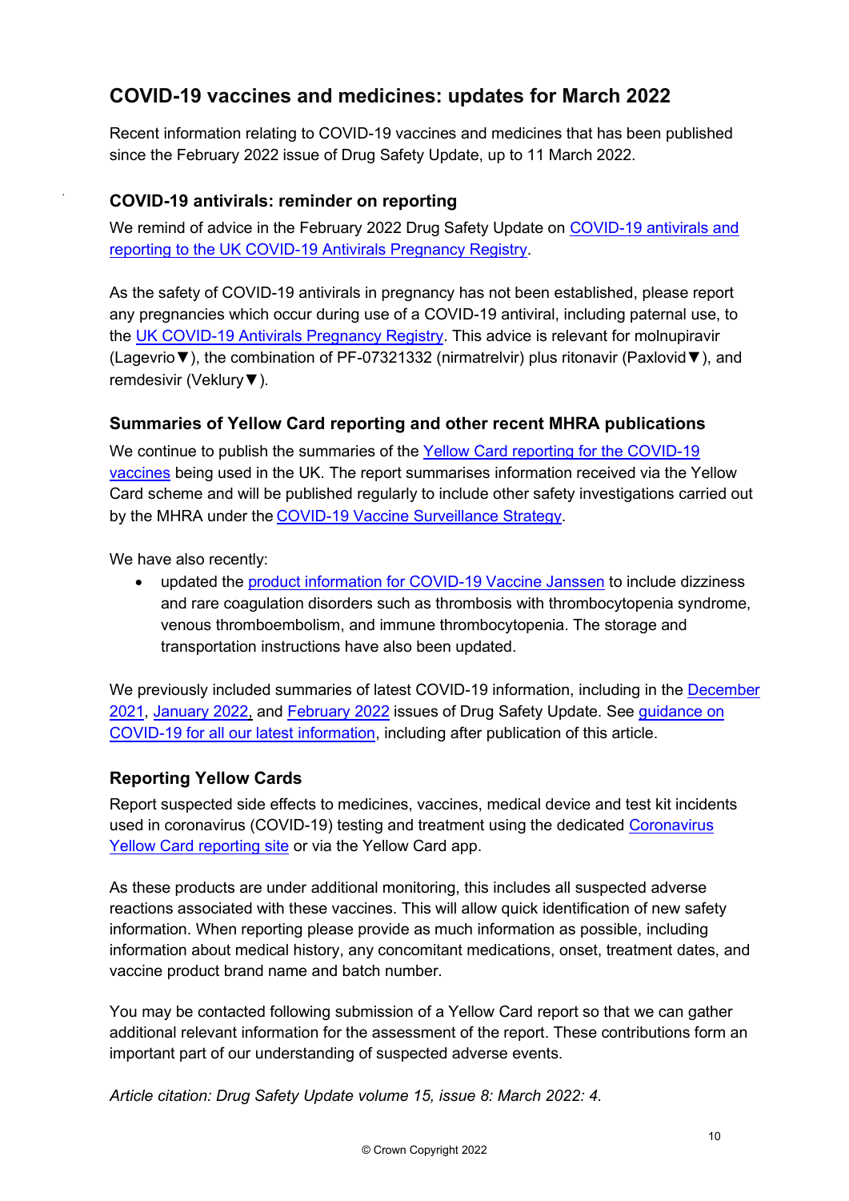## COVID-19 vaccines and medicines: updates for March 2022

Recent information relating to COVID-19 vaccines and medicines that has been published since the February 2022 issue of Drug Safety Update, up to 11 March 2022.

### COVID-19 antivirals: reminder on reporting

We remind of advice in the February 2022 Drug Safety Update on COVID-19 antivirals and reporting to the UK COVID-19 Antivirals Pregnancy Registry.

As the safety of COVID-19 antivirals in pregnancy has not been established, please report any pregnancies which occur during use of a COVID-19 antiviral, including paternal use, to the UK COVID-19 Antivirals Pregnancy Registry. This advice is relevant for molnupiravir (Lagevrio▼), the combination of PF-07321332 (nirmatrelvir) plus ritonavir (Paxlovid▼), and remdesivir (Veklury▼).

### Summaries of Yellow Card reporting and other recent MHRA publications

We continue to publish the summaries of the Yellow Card reporting for the COVID-19 vaccines being used in the UK. The report summarises information received via the Yellow Card scheme and will be published regularly to include other safety investigations carried out by the MHRA under the COVID-19 Vaccine Surveillance Strategy.

We have also recently:

- updated the product information for COVID-19 Vaccine Janssen to include dizziness and rare coagulation disorders such as thrombosis with thrombocytopenia syndrome, venous thromboembolism, and immune thrombocytopenia. The storage and transportation instructions have also been updated.

We previously included summaries of latest COVID-19 information, including in the December 2021, January 2022, and February 2022 issues of Drug Safety Update. See guidance on COVID-19 for all our latest information, including after publication of this article.

### Reporting Yellow Cards

Report suspected side effects to medicines, vaccines, medical device and test kit incidents used in coronavirus (COVID-19) testing and treatment using the dedicated Coronavirus Yellow Card reporting site or via the Yellow Card app.

As these products are under additional monitoring, this includes all suspected adverse reactions associated with these vaccines. This will allow quick identification of new safety information. When reporting please provide as much information as possible, including information about medical history, any concomitant medications, onset, treatment dates, and vaccine product brand name and batch number.

You may be contacted following submission of a Yellow Card report so that we can gather additional relevant information for the assessment of the report. These contributions form an important part of our understanding of suspected adverse events.

*Article citation: Drug Safety Update volume 15, issue 8: March 2022: 4.*

© Crown Copyright 2022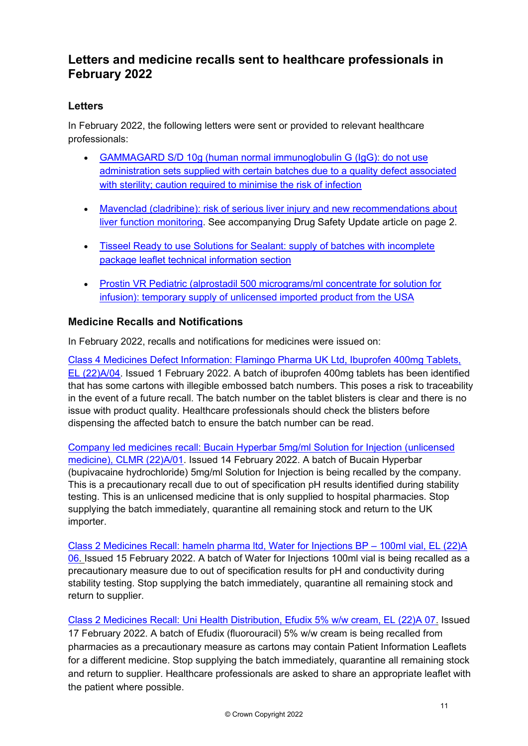## Letters and medicine recalls sent to healthcare professionals in February 2022

### Letters

In February 2022, the following letters were sent or provided to relevant healthcare professionals:

- GAMMAGARD S/D 10g (human normal immunoglobulin G (IgG): do not use administration sets supplied with certain batches due to a quality defect associated with sterility; caution required to minimise the risk of infection
- Mavenclad (cladribine): risk of serious liver injury and new recommendations about liver function monitoring. See accompanying Drug Safety Update article on page 2.
- Tisseel Ready to use Solutions for Sealant: supply of batches with incomplete package leaflet technical information section
- Prostin VR Pediatric (alprostadil 500 micrograms/ml concentrate for solution for infusion): temporary supply of unlicensed imported product from the USA

### Medicine Recalls and Notifications

In February 2022, recalls and notifications for medicines were issued on:

Class 4 Medicines Defect Information: Flamingo Pharma UK Ltd, Ibuprofen 400mg Tablets, EL (22)A/04. Issued 1 February 2022. A batch of ibuprofen 400mg tablets has been identified that has some cartons with illegible embossed batch numbers. This poses a risk to traceability in the event of a future recall. The batch number on the tablet blisters is clear and there is no issue with product quality. Healthcare professionals should check the blisters before dispensing the affected batch to ensure the batch number can be read.

Company led medicines recall: Bucain Hyperbar 5mg/ml Solution for Injection (unlicensed medicine), CLMR (22)A/01. Issued 14 February 2022. A batch of Bucain Hyperbar (bupivacaine hydrochloride) 5mg/ml Solution for Injection is being recalled by the company. This is a precautionary recall due to out of specification pH results identified during stability testing. This is an unlicensed medicine that is only supplied to hospital pharmacies. Stop supplying the batch immediately, quarantine all remaining stock and return to the UK importer.

Class 2 Medicines Recall: hameln pharma ltd, Water for Injections BP – 100ml vial, EL (22)A 06. Issued 15 February 2022. A batch of Water for Injections 100ml vial is being recalled as a precautionary measure due to out of specification results for pH and conductivity during stability testing. Stop supplying the batch immediately, quarantine all remaining stock and return to supplier.

Class 2 Medicines Recall: Uni Health Distribution, Efudix 5% w/w cream, EL (22)A 07. Issued 17 February 2022. A batch of Efudix (fluorouracil) 5% w/w cream is being recalled from pharmacies as a precautionary measure as cartons may contain Patient Information Leaflets for a different medicine. Stop supplying the batch immediately, quarantine all remaining stock and return to supplier. Healthcare professionals are asked to share an appropriate leaflet with the patient where possible.

© Crown Copyright 2022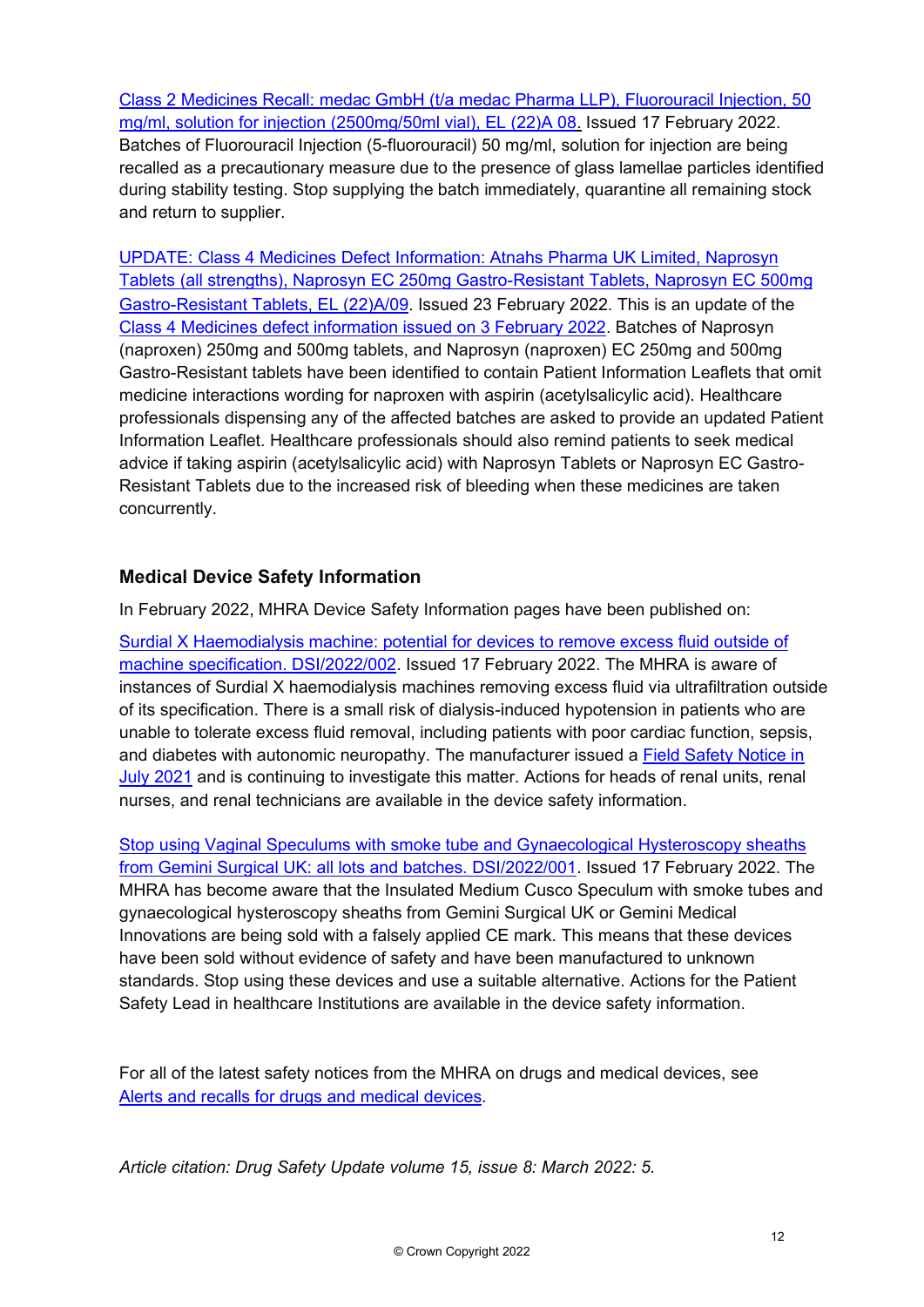[Class 2 Medicines Recall: medac GmbH (t/a medac Pharma LLP), Fluorouracil Injection, 50 mg/ml, solution for injection (2500mg/50ml vial), EL (22)A 08.](#) Issued 17 February 2022. Batches of Fluorouracil Injection (5-fluorouracil) 50 mg/ml, solution for injection are being recalled as a precautionary measure due to the presence of glass lamellae particles identified during stability testing. Stop supplying the batch immediately, quarantine all remaining stock and return to supplier.

[UPDATE: Class 4 Medicines Defect Information: Atnahs Pharma UK Limited, Naprosyn Tablets (all strengths), Naprosyn EC 250mg Gastro-Resistant Tablets, Naprosyn EC 500mg Gastro-Resistant Tablets, EL (22)A/09](#). Issued 23 February 2022. This is an update of the [Class 4 Medicines defect information issued on 3 February 2022](#). Batches of Naprosyn (naproxen) 250mg and 500mg tablets, and Naprosyn (naproxen) EC 250mg and 500mg Gastro-Resistant tablets have been identified to contain Patient Information Leaflets that omit medicine interactions wording for naproxen with aspirin (acetylsalicylic acid). Healthcare professionals dispensing any of the affected batches are asked to provide an updated Patient Information Leaflet. Healthcare professionals should also remind patients to seek medical advice if taking aspirin (acetylsalicylic acid) with Naprosyn Tablets or Naprosyn EC Gastro-Resistant Tablets due to the increased risk of bleeding when these medicines are taken concurrently.

### Medical Device Safety Information

In February 2022, MHRA Device Safety Information pages have been published on:

[Surdial X Haemodialysis machine: potential for devices to remove excess fluid outside of machine specification. DSI/2022/002](#). Issued 17 February 2022. The MHRA is aware of instances of Surdial X haemodialysis machines removing excess fluid via ultrafiltration outside of its specification. There is a small risk of dialysis-induced hypotension in patients who are unable to tolerate excess fluid removal, including patients with poor cardiac function, sepsis, and diabetes with autonomic neuropathy. The manufacturer issued a [Field Safety Notice in July 2021](#) and is continuing to investigate this matter. Actions for heads of renal units, renal nurses, and renal technicians are available in the device safety information.

[Stop using Vaginal Speculums with smoke tube and Gynaecological Hysteroscopy sheaths from Gemini Surgical UK: all lots and batches. DSI/2022/001](#). Issued 17 February 2022. The MHRA has become aware that the Insulated Medium Cusco Speculum with smoke tubes and gynaecological hysteroscopy sheaths from Gemini Surgical UK or Gemini Medical Innovations are being sold with a falsely applied CE mark. This means that these devices have been sold without evidence of safety and have been manufactured to unknown standards. Stop using these devices and use a suitable alternative. Actions for the Patient Safety Lead in healthcare Institutions are available in the device safety information.

For all of the latest safety notices from the MHRA on drugs and medical devices, see [Alerts and recalls for drugs and medical devices](#).

*Article citation: Drug Safety Update volume 15, issue 8: March 2022: 5.*

© Crown Copyright 2022